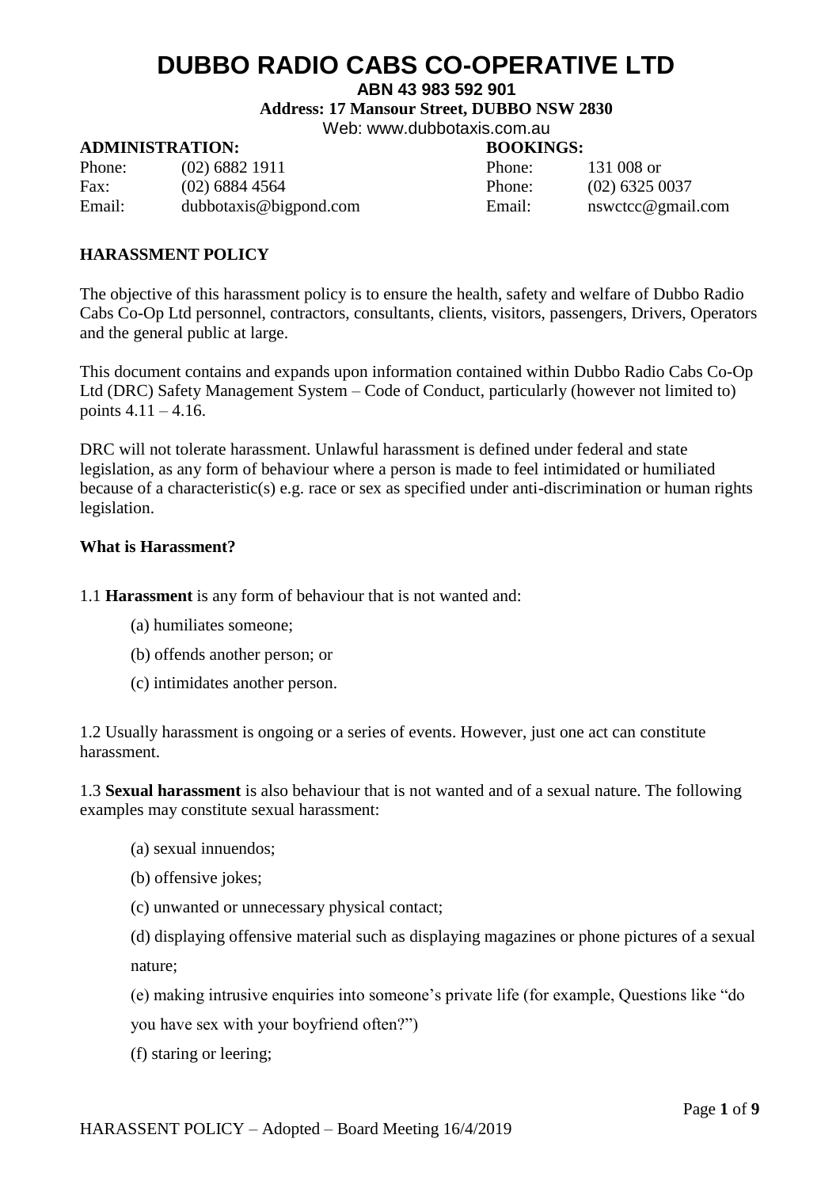# DUBBO RADIO CABS CO-OPERATIVE LTD

**ABN 43 983 592 901**

**Address: 17 Mansour Street, DUBBO NSW 2830**

Web: www.dubbotaxis.com.au

| **ADMINISTRATION:** | | **BOOKINGS:** | |
|---|---|---|---|
| Phone: | (02) 6882 1911 | Phone: | 131 008 or |
| Fax: | (02) 6884 4564 | Phone: | (02) 6325 0037 |
| Email: | dubbotaxis@bigpond.com | Email: | nswctcc@gmail.com |

## HARASSMENT POLICY

The objective of this harassment policy is to ensure the health, safety and welfare of Dubbo Radio Cabs Co-Op Ltd personnel, contractors, consultants, clients, visitors, passengers, Drivers, Operators and the general public at large.

This document contains and expands upon information contained within Dubbo Radio Cabs Co-Op Ltd (DRC) Safety Management System – Code of Conduct, particularly (however not limited to) points 4.11 – 4.16.

DRC will not tolerate harassment. Unlawful harassment is defined under federal and state legislation, as any form of behaviour where a person is made to feel intimidated or humiliated because of a characteristic(s) e.g. race or sex as specified under anti-discrimination or human rights legislation.

### What is Harassment?

1.1 **Harassment** is any form of behaviour that is not wanted and:

(a) humiliates someone;

(b) offends another person; or

(c) intimidates another person.

1.2 Usually harassment is ongoing or a series of events. However, just one act can constitute harassment.

1.3 **Sexual harassment** is also behaviour that is not wanted and of a sexual nature. The following examples may constitute sexual harassment:

(a) sexual innuendos;

(b) offensive jokes;

(c) unwanted or unnecessary physical contact;

(d) displaying offensive material such as displaying magazines or phone pictures of a sexual nature;

(e) making intrusive enquiries into someone's private life (for example, Questions like "do you have sex with your boyfriend often?")

(f) staring or leering;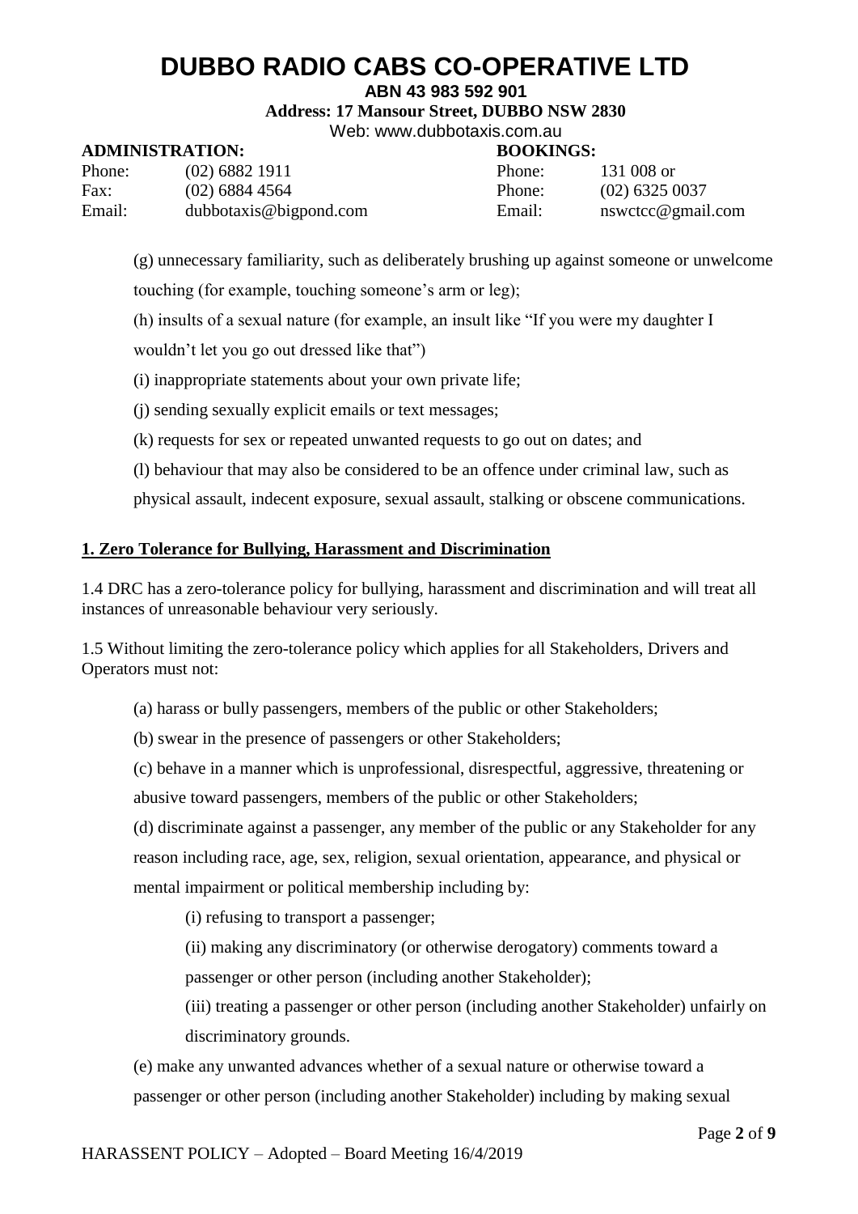(g) unnecessary familiarity, such as deliberately brushing up against someone or unwelcome touching (for example, touching someone's arm or leg);

(h) insults of a sexual nature (for example, an insult like "If you were my daughter I wouldn't let you go out dressed like that")

(i) inappropriate statements about your own private life;

(j) sending sexually explicit emails or text messages;

(k) requests for sex or repeated unwanted requests to go out on dates; and

(l) behaviour that may also be considered to be an offence under criminal law, such as physical assault, indecent exposure, sexual assault, stalking or obscene communications.

## 1. Zero Tolerance for Bullying, Harassment and Discrimination

1.4 DRC has a zero-tolerance policy for bullying, harassment and discrimination and will treat all instances of unreasonable behaviour very seriously.

1.5 Without limiting the zero-tolerance policy which applies for all Stakeholders, Drivers and Operators must not:

(a) harass or bully passengers, members of the public or other Stakeholders;

(b) swear in the presence of passengers or other Stakeholders;

(c) behave in a manner which is unprofessional, disrespectful, aggressive, threatening or abusive toward passengers, members of the public or other Stakeholders;

(d) discriminate against a passenger, any member of the public or any Stakeholder for any reason including race, age, sex, religion, sexual orientation, appearance, and physical or mental impairment or political membership including by:

- (i) refusing to transport a passenger;
- (ii) making any discriminatory (or otherwise derogatory) comments toward a passenger or other person (including another Stakeholder);
- (iii) treating a passenger or other person (including another Stakeholder) unfairly on discriminatory grounds.

(e) make any unwanted advances whether of a sexual nature or otherwise toward a passenger or other person (including another Stakeholder) including by making sexual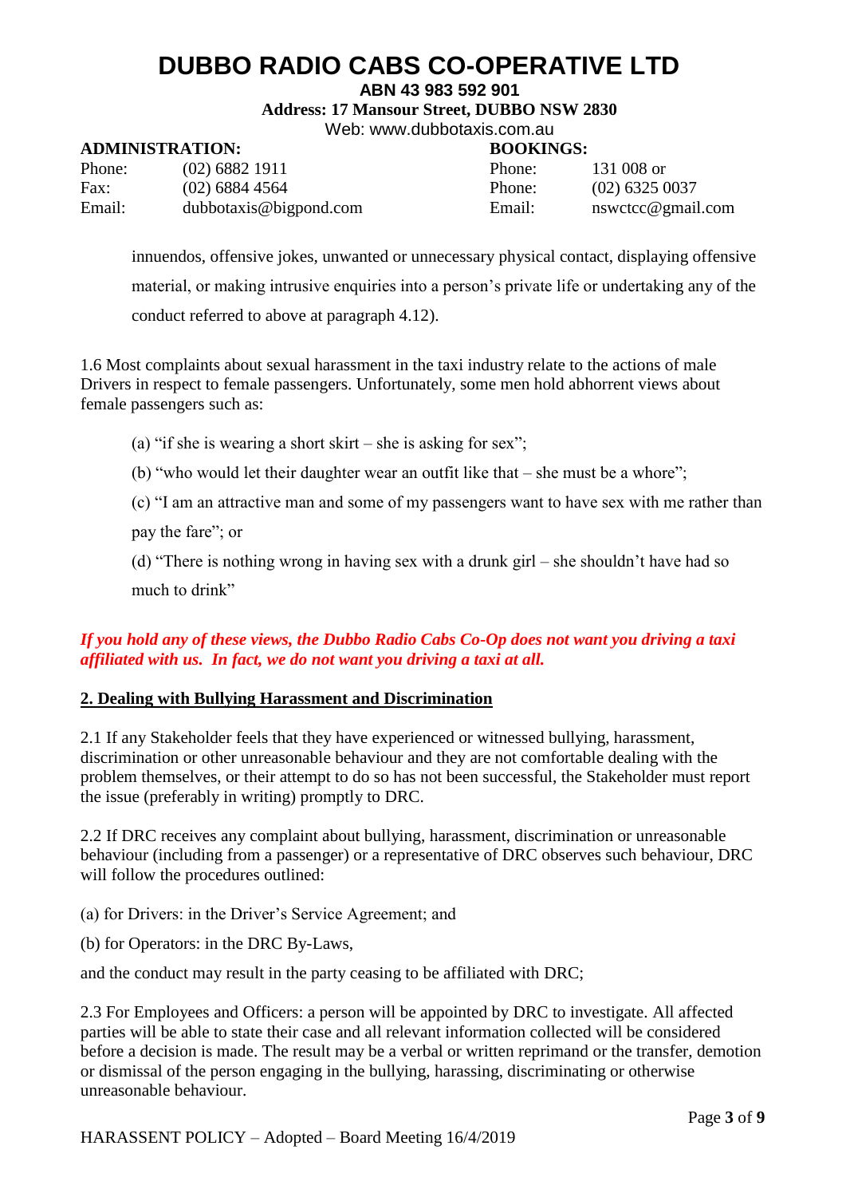innuendos, offensive jokes, unwanted or unnecessary physical contact, displaying offensive material, or making intrusive enquiries into a person's private life or undertaking any of the conduct referred to above at paragraph 4.12).

1.6 Most complaints about sexual harassment in the taxi industry relate to the actions of male Drivers in respect to female passengers. Unfortunately, some men hold abhorrent views about female passengers such as:

(a) "if she is wearing a short skirt – she is asking for sex";

(b) "who would let their daughter wear an outfit like that – she must be a whore";

(c) "I am an attractive man and some of my passengers want to have sex with me rather than pay the fare"; or

(d) "There is nothing wrong in having sex with a drunk girl – she shouldn't have had so much to drink"

***If you hold any of these views, the Dubbo Radio Cabs Co-Op does not want you driving a taxi affiliated with us. In fact, we do not want you driving a taxi at all.***

## 2. Dealing with Bullying Harassment and Discrimination

2.1 If any Stakeholder feels that they have experienced or witnessed bullying, harassment, discrimination or other unreasonable behaviour and they are not comfortable dealing with the problem themselves, or their attempt to do so has not been successful, the Stakeholder must report the issue (preferably in writing) promptly to DRC.

2.2 If DRC receives any complaint about bullying, harassment, discrimination or unreasonable behaviour (including from a passenger) or a representative of DRC observes such behaviour, DRC will follow the procedures outlined:

(a) for Drivers: in the Driver's Service Agreement; and

(b) for Operators: in the DRC By-Laws,

and the conduct may result in the party ceasing to be affiliated with DRC;

2.3 For Employees and Officers: a person will be appointed by DRC to investigate. All affected parties will be able to state their case and all relevant information collected will be considered before a decision is made. The result may be a verbal or written reprimand or the transfer, demotion or dismissal of the person engaging in the bullying, harassing, discriminating or otherwise unreasonable behaviour.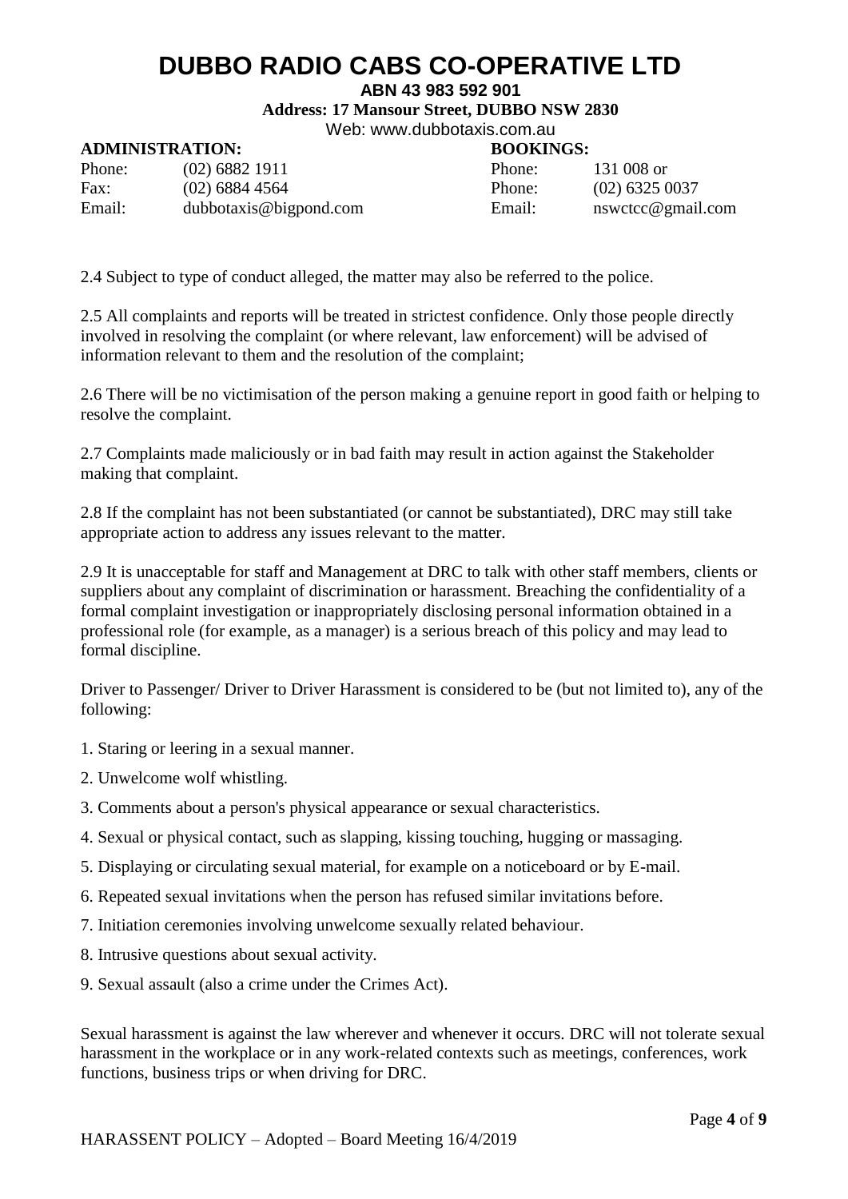2.4 Subject to type of conduct alleged, the matter may also be referred to the police.

2.5 All complaints and reports will be treated in strictest confidence. Only those people directly involved in resolving the complaint (or where relevant, law enforcement) will be advised of information relevant to them and the resolution of the complaint;

2.6 There will be no victimisation of the person making a genuine report in good faith or helping to resolve the complaint.

2.7 Complaints made maliciously or in bad faith may result in action against the Stakeholder making that complaint.

2.8 If the complaint has not been substantiated (or cannot be substantiated), DRC may still take appropriate action to address any issues relevant to the matter.

2.9 It is unacceptable for staff and Management at DRC to talk with other staff members, clients or suppliers about any complaint of discrimination or harassment. Breaching the confidentiality of a formal complaint investigation or inappropriately disclosing personal information obtained in a professional role (for example, as a manager) is a serious breach of this policy and may lead to formal discipline.

Driver to Passenger/ Driver to Driver Harassment is considered to be (but not limited to), any of the following:

1. Staring or leering in a sexual manner.
2. Unwelcome wolf whistling.
3. Comments about a person's physical appearance or sexual characteristics.
4. Sexual or physical contact, such as slapping, kissing touching, hugging or massaging.
5. Displaying or circulating sexual material, for example on a noticeboard or by E-mail.
6. Repeated sexual invitations when the person has refused similar invitations before.
7. Initiation ceremonies involving unwelcome sexually related behaviour.
8. Intrusive questions about sexual activity.
9. Sexual assault (also a crime under the Crimes Act).

Sexual harassment is against the law wherever and whenever it occurs. DRC will not tolerate sexual harassment in the workplace or in any work-related contexts such as meetings, conferences, work functions, business trips or when driving for DRC.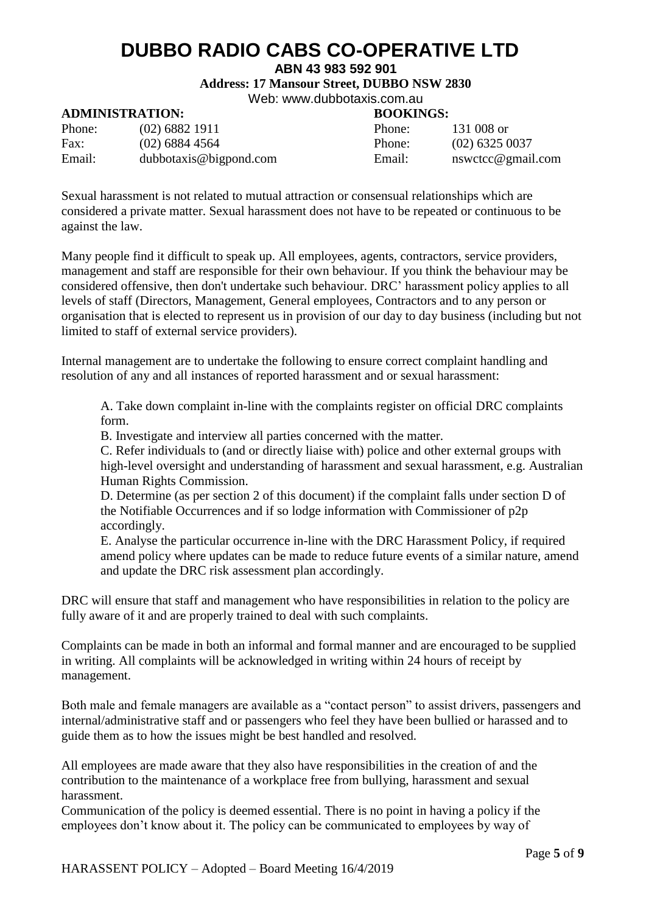Sexual harassment is not related to mutual attraction or consensual relationships which are considered a private matter. Sexual harassment does not have to be repeated or continuous to be against the law.

Many people find it difficult to speak up. All employees, agents, contractors, service providers, management and staff are responsible for their own behaviour. If you think the behaviour may be considered offensive, then don't undertake such behaviour. DRC' harassment policy applies to all levels of staff (Directors, Management, General employees, Contractors and to any person or organisation that is elected to represent us in provision of our day to day business (including but not limited to staff of external service providers).

Internal management are to undertake the following to ensure correct complaint handling and resolution of any and all instances of reported harassment and or sexual harassment:

A. Take down complaint in-line with the complaints register on official DRC complaints form.
B. Investigate and interview all parties concerned with the matter.
C. Refer individuals to (and or directly liaise with) police and other external groups with high-level oversight and understanding of harassment and sexual harassment, e.g. Australian Human Rights Commission.
D. Determine (as per section 2 of this document) if the complaint falls under section D of the Notifiable Occurrences and if so lodge information with Commissioner of p2p accordingly.
E. Analyse the particular occurrence in-line with the DRC Harassment Policy, if required amend policy where updates can be made to reduce future events of a similar nature, amend and update the DRC risk assessment plan accordingly.

DRC will ensure that staff and management who have responsibilities in relation to the policy are fully aware of it and are properly trained to deal with such complaints.

Complaints can be made in both an informal and formal manner and are encouraged to be supplied in writing. All complaints will be acknowledged in writing within 24 hours of receipt by management.

Both male and female managers are available as a "contact person" to assist drivers, passengers and internal/administrative staff and or passengers who feel they have been bullied or harassed and to guide them as to how the issues might be best handled and resolved.

All employees are made aware that they also have responsibilities in the creation of and the contribution to the maintenance of a workplace free from bullying, harassment and sexual harassment.
Communication of the policy is deemed essential. There is no point in having a policy if the employees don't know about it. The policy can be communicated to employees by way of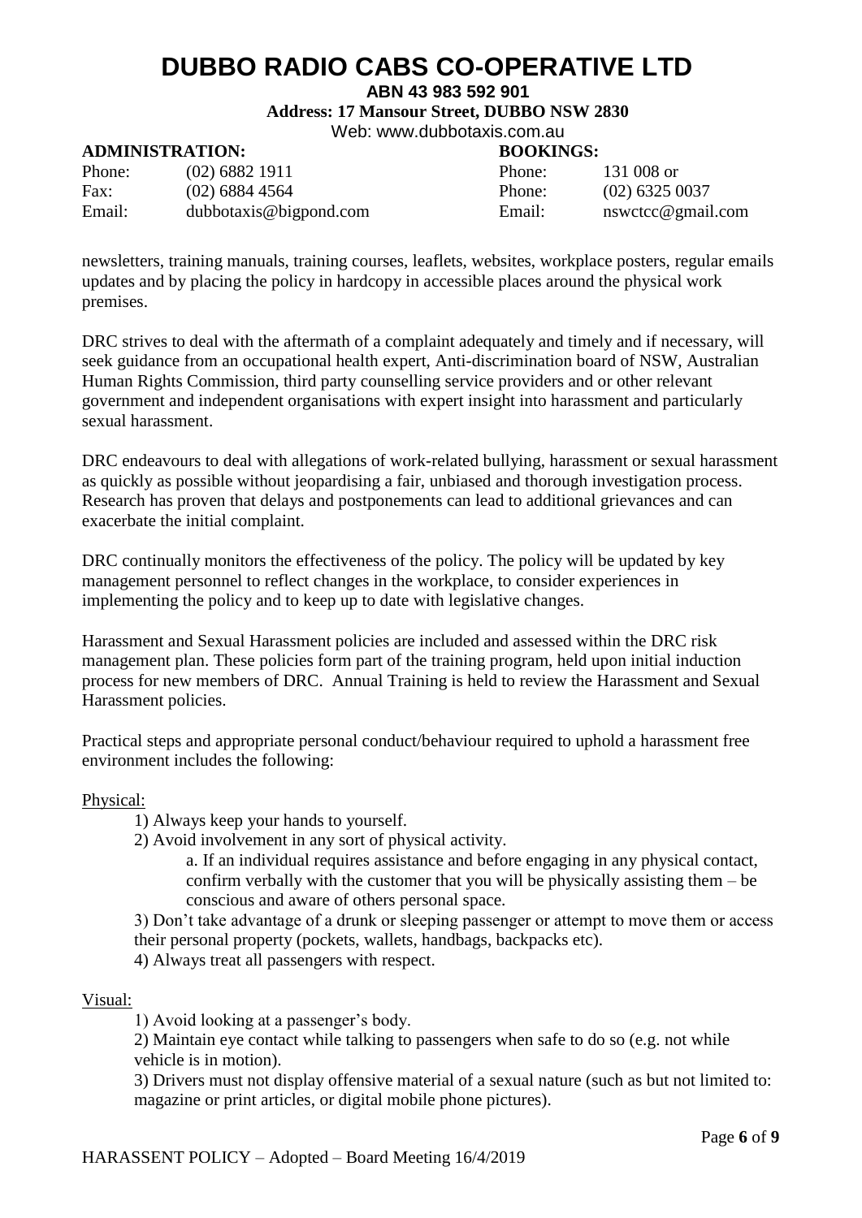newsletters, training manuals, training courses, leaflets, websites, workplace posters, regular emails updates and by placing the policy in hardcopy in accessible places around the physical work premises.

DRC strives to deal with the aftermath of a complaint adequately and timely and if necessary, will seek guidance from an occupational health expert, Anti-discrimination board of NSW, Australian Human Rights Commission, third party counselling service providers and or other relevant government and independent organisations with expert insight into harassment and particularly sexual harassment.

DRC endeavours to deal with allegations of work-related bullying, harassment or sexual harassment as quickly as possible without jeopardising a fair, unbiased and thorough investigation process. Research has proven that delays and postponements can lead to additional grievances and can exacerbate the initial complaint.

DRC continually monitors the effectiveness of the policy. The policy will be updated by key management personnel to reflect changes in the workplace, to consider experiences in implementing the policy and to keep up to date with legislative changes.

Harassment and Sexual Harassment policies are included and assessed within the DRC risk management plan. These policies form part of the training program, held upon initial induction process for new members of DRC. Annual Training is held to review the Harassment and Sexual Harassment policies.

Practical steps and appropriate personal conduct/behaviour required to uphold a harassment free environment includes the following:

<u>Physical:</u>

1) Always keep your hands to yourself.
2) Avoid involvement in any sort of physical activity.
   a. If an individual requires assistance and before engaging in any physical contact, confirm verbally with the customer that you will be physically assisting them – be conscious and aware of others personal space.
3) Don't take advantage of a drunk or sleeping passenger or attempt to move them or access their personal property (pockets, wallets, handbags, backpacks etc).
4) Always treat all passengers with respect.

<u>Visual:</u>

1) Avoid looking at a passenger's body.
2) Maintain eye contact while talking to passengers when safe to do so (e.g. not while vehicle is in motion).
3) Drivers must not display offensive material of a sexual nature (such as but not limited to: magazine or print articles, or digital mobile phone pictures).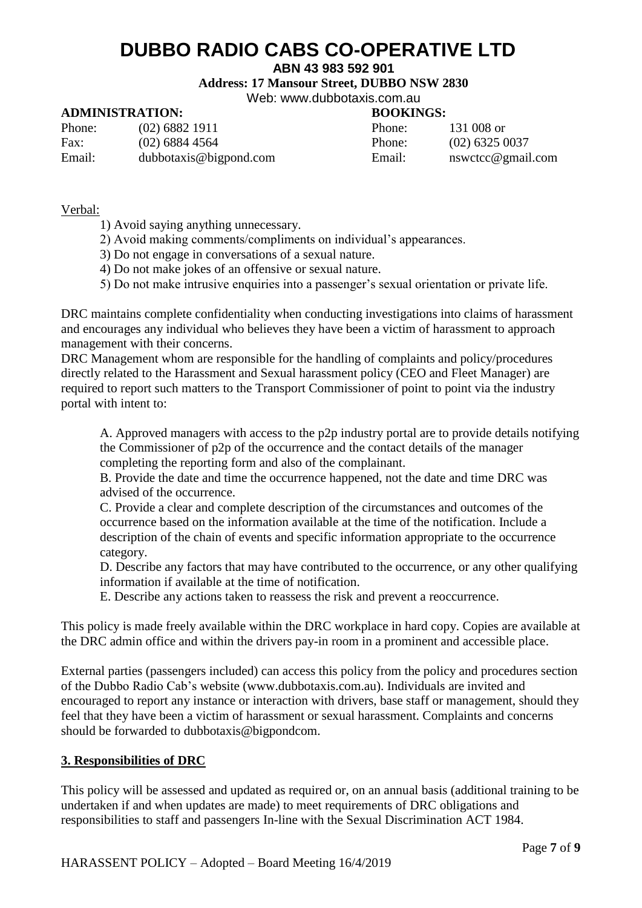Verbal:

1) Avoid saying anything unnecessary.
2) Avoid making comments/compliments on individual's appearances.
3) Do not engage in conversations of a sexual nature.
4) Do not make jokes of an offensive or sexual nature.
5) Do not make intrusive enquiries into a passenger's sexual orientation or private life.

DRC maintains complete confidentiality when conducting investigations into claims of harassment and encourages any individual who believes they have been a victim of harassment to approach management with their concerns.

DRC Management whom are responsible for the handling of complaints and policy/procedures directly related to the Harassment and Sexual harassment policy (CEO and Fleet Manager) are required to report such matters to the Transport Commissioner of point to point via the industry portal with intent to:

A. Approved managers with access to the p2p industry portal are to provide details notifying the Commissioner of p2p of the occurrence and the contact details of the manager completing the reporting form and also of the complainant.

B. Provide the date and time the occurrence happened, not the date and time DRC was advised of the occurrence.

C. Provide a clear and complete description of the circumstances and outcomes of the occurrence based on the information available at the time of the notification. Include a description of the chain of events and specific information appropriate to the occurrence category.

D. Describe any factors that may have contributed to the occurrence, or any other qualifying information if available at the time of notification.

E. Describe any actions taken to reassess the risk and prevent a reoccurrence.

This policy is made freely available within the DRC workplace in hard copy. Copies are available at the DRC admin office and within the drivers pay-in room in a prominent and accessible place.

External parties (passengers included) can access this policy from the policy and procedures section of the Dubbo Radio Cab's website (www.dubbotaxis.com.au). Individuals are invited and encouraged to report any instance or interaction with drivers, base staff or management, should they feel that they have been a victim of harassment or sexual harassment. Complaints and concerns should be forwarded to dubbotaxis@bigpondcom.

## 3. Responsibilities of DRC

This policy will be assessed and updated as required or, on an annual basis (additional training to be undertaken if and when updates are made) to meet requirements of DRC obligations and responsibilities to staff and passengers In-line with the Sexual Discrimination ACT 1984.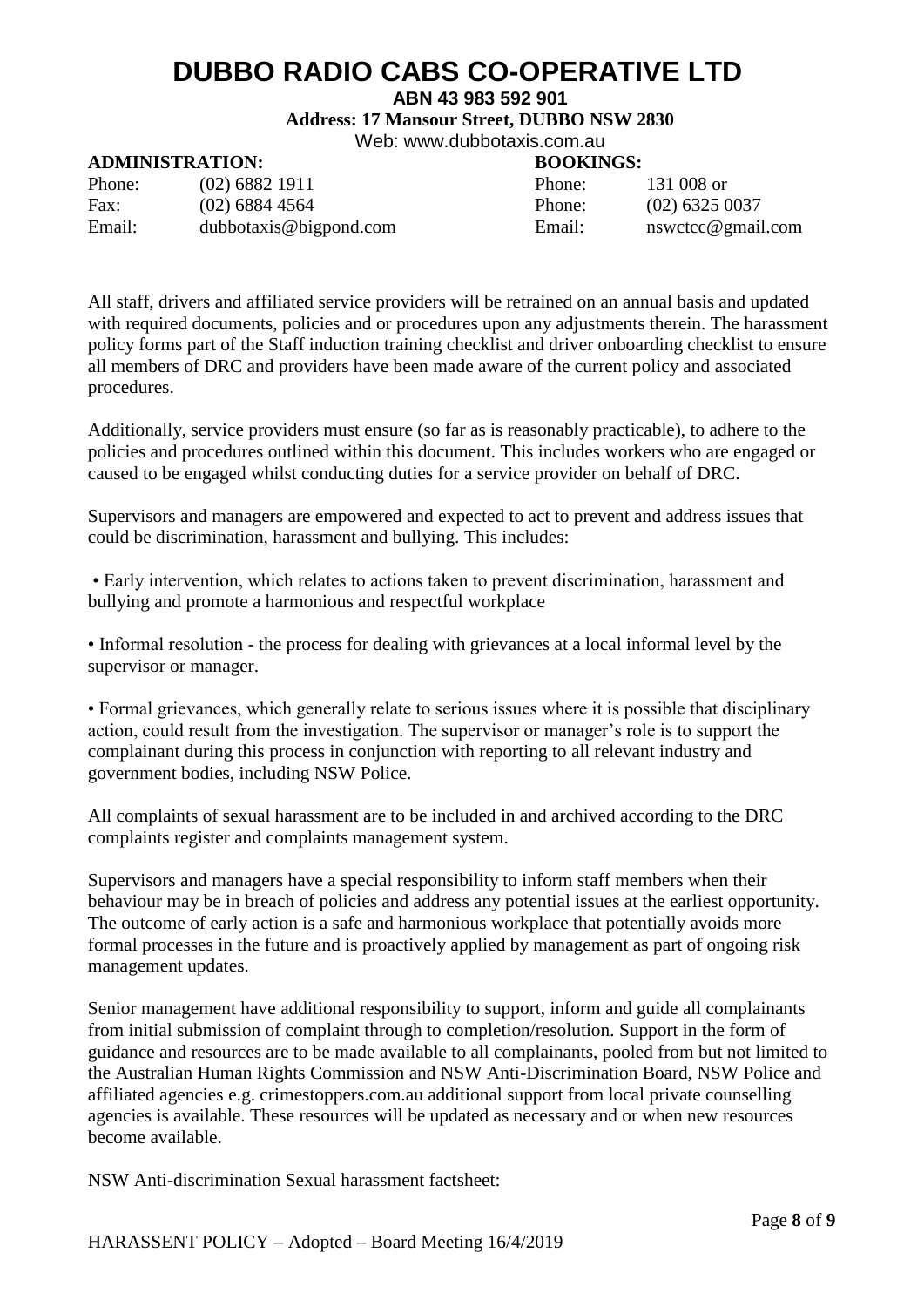All staff, drivers and affiliated service providers will be retrained on an annual basis and updated with required documents, policies and or procedures upon any adjustments therein. The harassment policy forms part of the Staff induction training checklist and driver onboarding checklist to ensure all members of DRC and providers have been made aware of the current policy and associated procedures.

Additionally, service providers must ensure (so far as is reasonably practicable), to adhere to the policies and procedures outlined within this document. This includes workers who are engaged or caused to be engaged whilst conducting duties for a service provider on behalf of DRC.

Supervisors and managers are empowered and expected to act to prevent and address issues that could be discrimination, harassment and bullying. This includes:

- Early intervention, which relates to actions taken to prevent discrimination, harassment and bullying and promote a harmonious and respectful workplace
- Informal resolution - the process for dealing with grievances at a local informal level by the supervisor or manager.
- Formal grievances, which generally relate to serious issues where it is possible that disciplinary action, could result from the investigation. The supervisor or manager's role is to support the complainant during this process in conjunction with reporting to all relevant industry and government bodies, including NSW Police.

All complaints of sexual harassment are to be included in and archived according to the DRC complaints register and complaints management system.

Supervisors and managers have a special responsibility to inform staff members when their behaviour may be in breach of policies and address any potential issues at the earliest opportunity. The outcome of early action is a safe and harmonious workplace that potentially avoids more formal processes in the future and is proactively applied by management as part of ongoing risk management updates.

Senior management have additional responsibility to support, inform and guide all complainants from initial submission of complaint through to completion/resolution. Support in the form of guidance and resources are to be made available to all complainants, pooled from but not limited to the Australian Human Rights Commission and NSW Anti-Discrimination Board, NSW Police and affiliated agencies e.g. crimestoppers.com.au additional support from local private counselling agencies is available. These resources will be updated as necessary and or when new resources become available.

NSW Anti-discrimination Sexual harassment factsheet: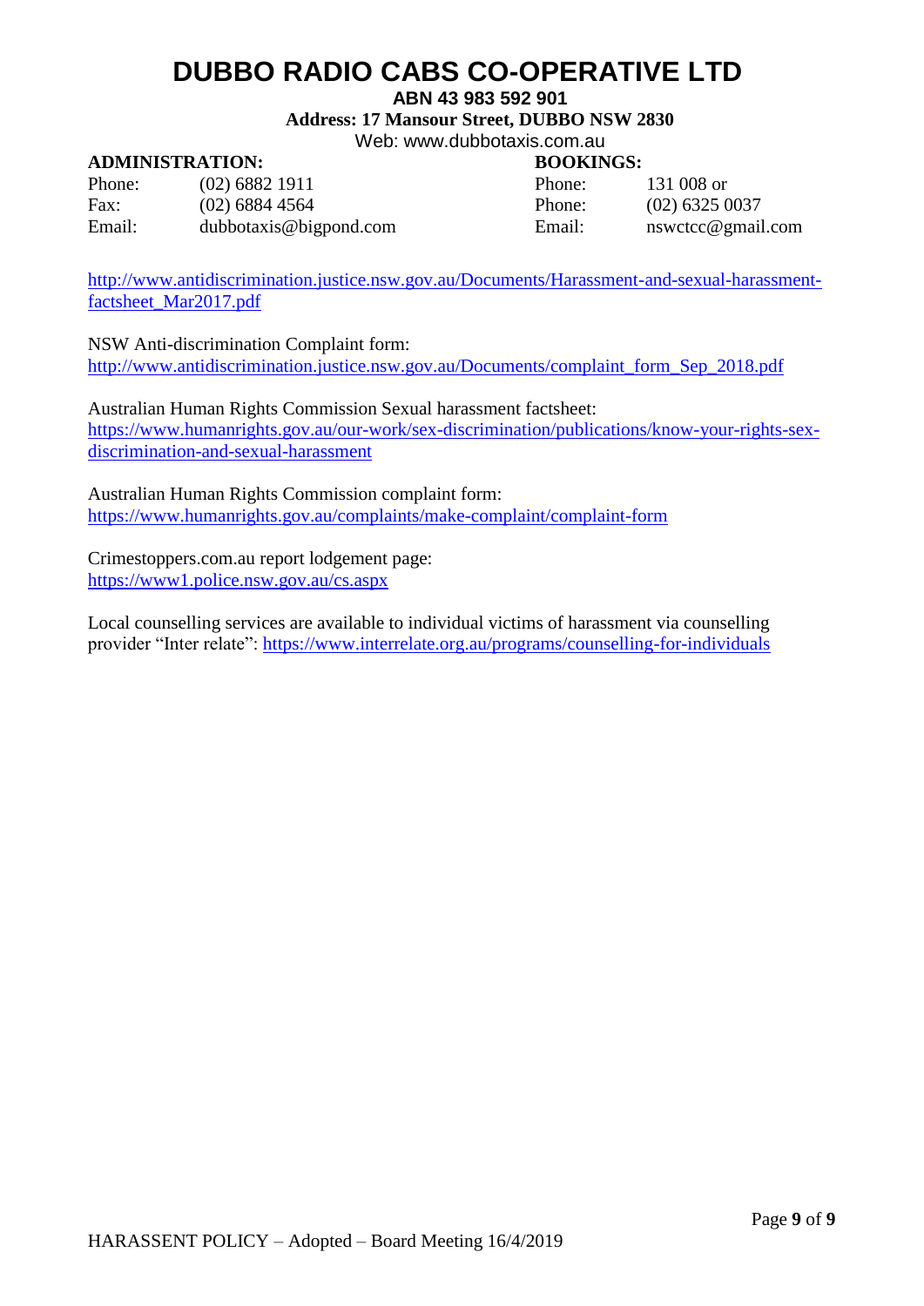# DUBBO RADIO CABS CO-OPERATIVE LTD

**ABN 43 983 592 901**

**Address: 17 Mansour Street, DUBBO NSW 2830**

Web: www.dubbotaxis.com.au

| **ADMINISTRATION:** | | **BOOKINGS:** | |
|---|---|---|---|
| Phone: | (02) 6882 1911 | Phone: | 131 008 or |
| Fax: | (02) 6884 4564 | Phone: | (02) 6325 0037 |
| Email: | dubbotaxis@bigpond.com | Email: | nswctcc@gmail.com |

http://www.antidiscrimination.justice.nsw.gov.au/Documents/Harassment-and-sexual-harassment-factsheet_Mar2017.pdf

NSW Anti-discrimination Complaint form:
http://www.antidiscrimination.justice.nsw.gov.au/Documents/complaint_form_Sep_2018.pdf

Australian Human Rights Commission Sexual harassment factsheet:
https://www.humanrights.gov.au/our-work/sex-discrimination/publications/know-your-rights-sex-discrimination-and-sexual-harassment

Australian Human Rights Commission complaint form:
https://www.humanrights.gov.au/complaints/make-complaint/complaint-form

Crimestoppers.com.au report lodgement page:
https://www1.police.nsw.gov.au/cs.aspx

Local counselling services are available to individual victims of harassment via counselling provider "Inter relate": https://www.interrelate.org.au/programs/counselling-for-individuals

HARASSENT POLICY – Adopted – Board Meeting 16/4/2019